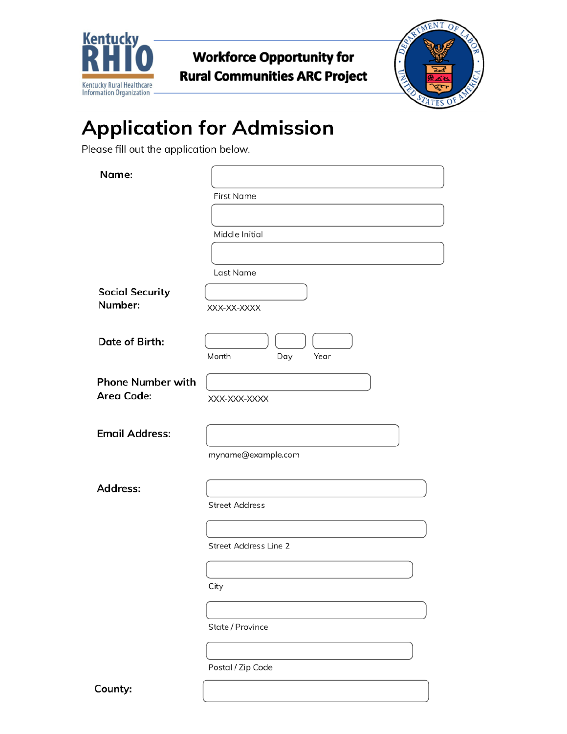Kentucky RHIO
Kentucky Rural Healthcare Information Organization

**Workforce Opportunity for Rural Communities ARC Project**

# Application for Admission

Please fill out the application below.

**Name:**

First Name

Middle Initial

Last Name

**Social Security Number:**

XXX-XX-XXXX

**Date of Birth:**

Month Day Year

**Phone Number with Area Code:**

XXX-XXX-XXXX

**Email Address:**

myname@example.com

**Address:**

Street Address

Street Address Line 2

City

State / Province

Postal / Zip Code

**County:**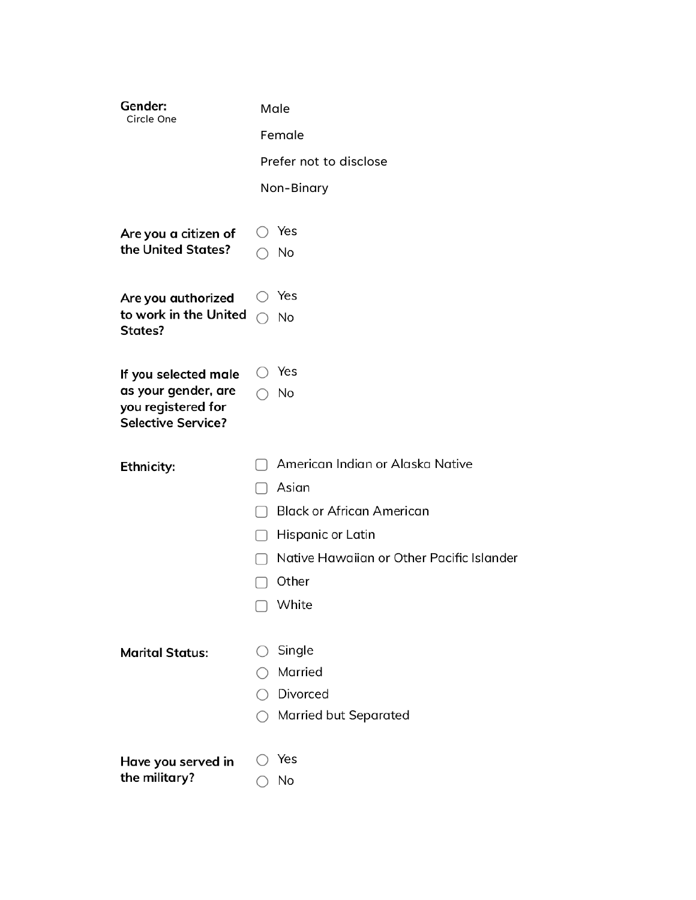**Gender:**
Circle One

Male

Female

Prefer not to disclose

Non-Binary

**Are you a citizen of the United States?**

- ○ Yes
- ○ No

**Are you authorized to work in the United States?**

- ○ Yes
- ○ No

**If you selected male as your gender, are you registered for Selective Service?**

- ○ Yes
- ○ No

**Ethnicity:**

- ☐ American Indian or Alaska Native
- ☐ Asian
- ☐ Black or African American
- ☐ Hispanic or Latin
- ☐ Native Hawaiian or Other Pacific Islander
- ☐ Other
- ☐ White

**Marital Status:**

- ○ Single
- ○ Married
- ○ Divorced
- ○ Married but Separated

**Have you served in the military?**

- ○ Yes
- ○ No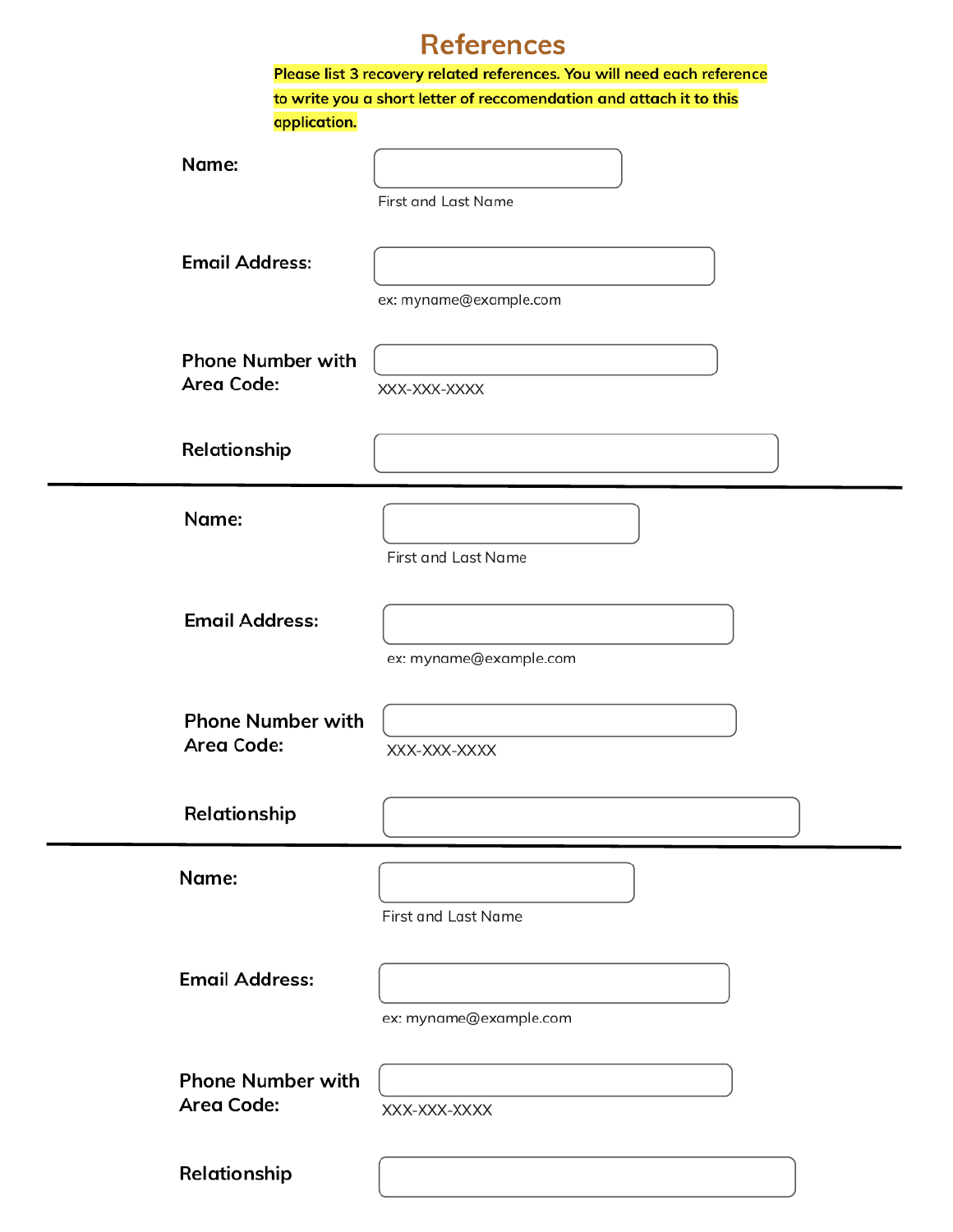# References

**Please list 3 recovery related references. You will need each reference to write you a short letter of reccomendation and attach it to this application.**

**Name:**

First and Last Name

**Email Address:**

ex: myname@example.com

**Phone Number with Area Code:**

XXX-XXX-XXXX

**Relationship**

---

**Name:**

First and Last Name

**Email Address:**

ex: myname@example.com

**Phone Number with Area Code:**

XXX-XXX-XXXX

**Relationship**

---

**Name:**

First and Last Name

**Email Address:**

ex: myname@example.com

**Phone Number with Area Code:**

XXX-XXX-XXXX

**Relationship**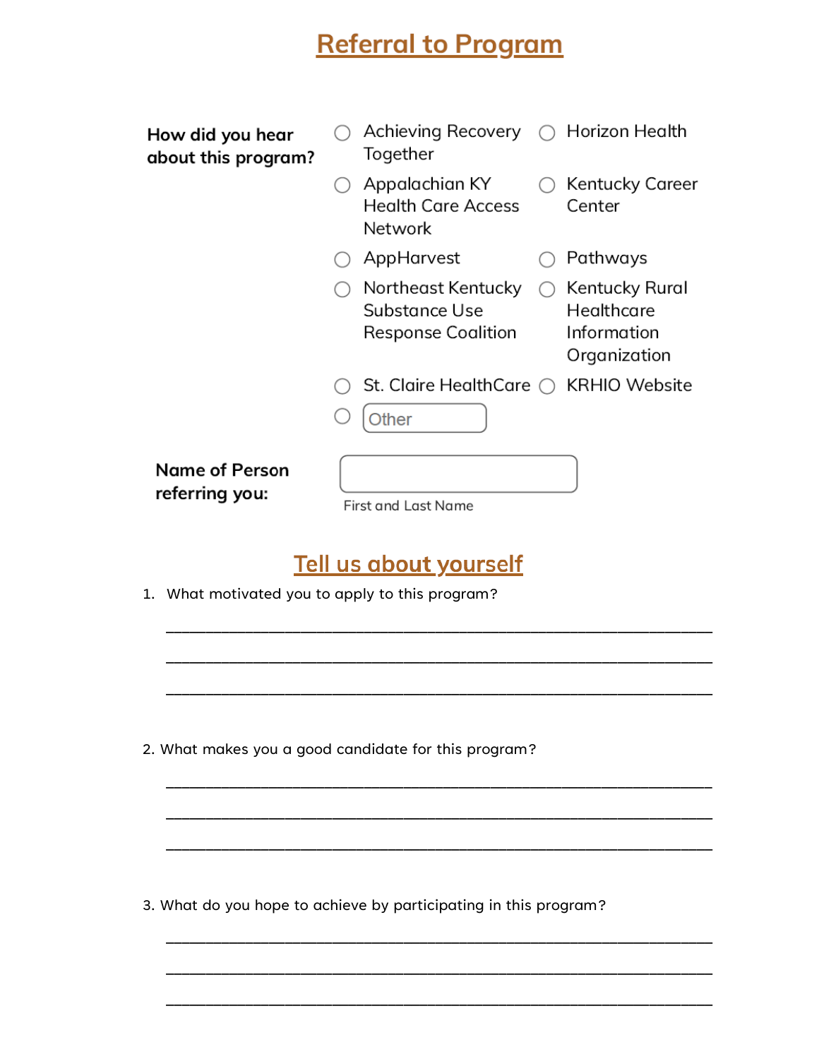# Referral to Program

**How did you hear about this program?**

- ○ Achieving Recovery Together
- ○ Horizon Health
- ○ Appalachian KY Health Care Access Network
- ○ Kentucky Career Center
- ○ AppHarvest
- ○ Pathways
- ○ Northeast Kentucky Substance Use Response Coalition
- ○ Kentucky Rural Healthcare Information Organization
- ○ St. Claire HealthCare
- ○ KRHIO Website
- ○ Other ____________

**Name of Person referring you:** ____________________

First and Last Name

## Tell us about yourself

1. What motivated you to apply to this program?

_______________________________________________________________

_______________________________________________________________

_______________________________________________________________

2. What makes you a good candidate for this program?

_______________________________________________________________

_______________________________________________________________

_______________________________________________________________

3. What do you hope to achieve by participating in this program?

_______________________________________________________________

_______________________________________________________________

_______________________________________________________________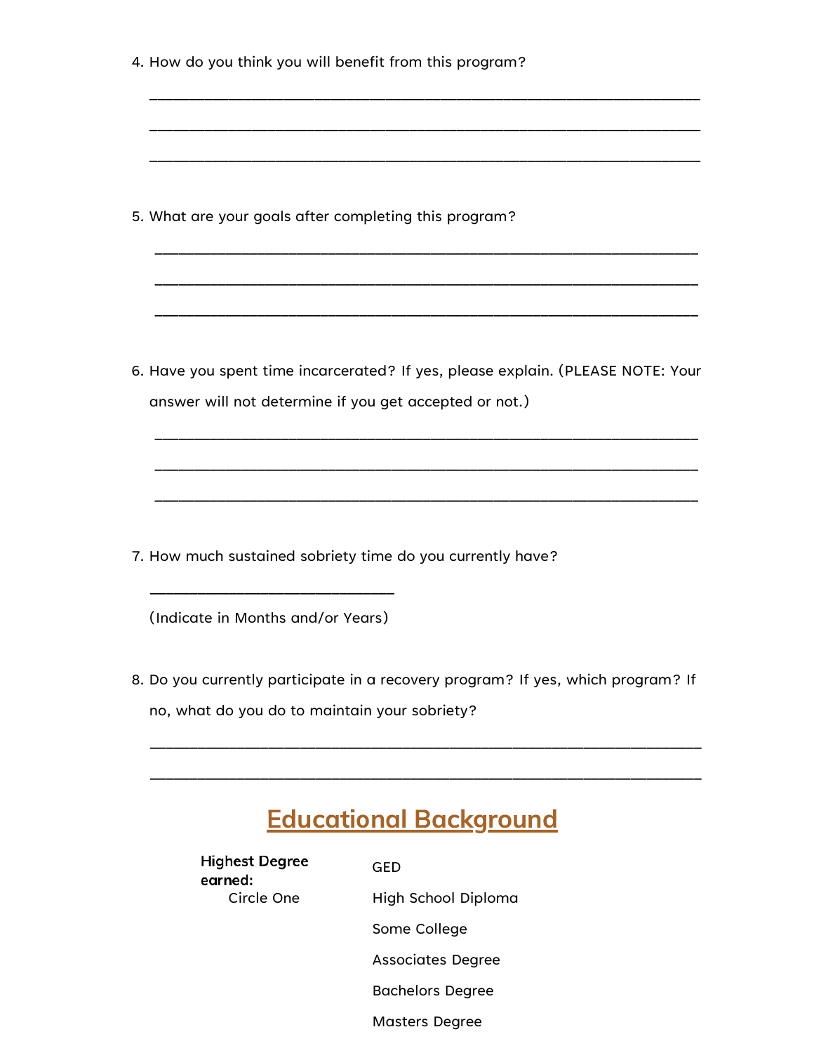4. How do you think you will benefit from this program?

______________________________________________________________________

______________________________________________________________________

______________________________________________________________________

5. What are your goals after completing this program?

______________________________________________________________________

______________________________________________________________________

______________________________________________________________________

6. Have you spent time incarcerated? If yes, please explain. (PLEASE NOTE: Your answer will not determine if you get accepted or not.)

______________________________________________________________________

______________________________________________________________________

______________________________________________________________________

7. How much sustained sobriety time do you currently have?

   ______________________________

   (Indicate in Months and/or Years)

8. Do you currently participate in a recovery program? If yes, which program? If no, what do you do to maintain your sobriety?

______________________________________________________________________

______________________________________________________________________

## Educational Background

**Highest Degree earned:**
Circle One

- GED
- High School Diploma
- Some College
- Associates Degree
- Bachelors Degree
- Masters Degree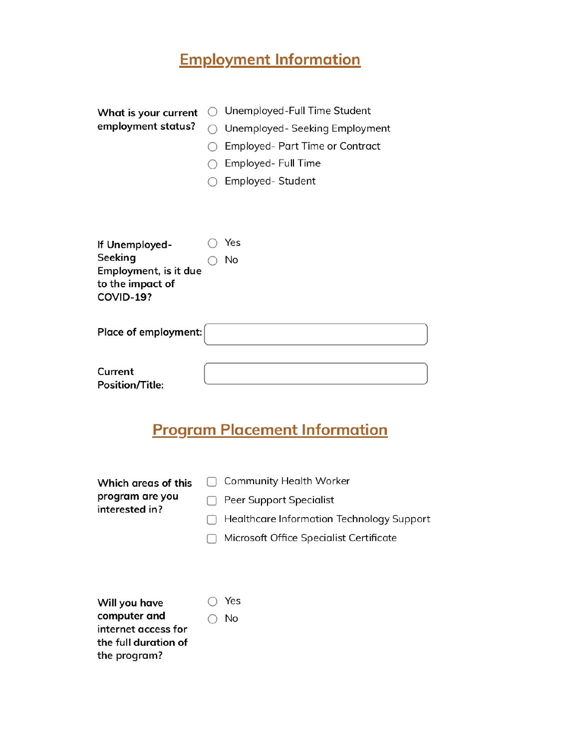## Employment Information

**What is your current employment status?**

- ○ Unemployed-Full Time Student
- ○ Unemployed- Seeking Employment
- ○ Employed- Part Time or Contract
- ○ Employed- Full Time
- ○ Employed- Student

**If Unemployed-Seeking Employment, is it due to the impact of COVID-19?**

- ○ Yes
- ○ No

**Place of employment:** ____________________

**Current Position/Title:** ____________________

## Program Placement Information

**Which areas of this program are you interested in?**

- ☐ Community Health Worker
- ☐ Peer Support Specialist
- ☐ Healthcare Information Technology Support
- ☐ Microsoft Office Specialist Certificate

**Will you have computer and internet access for the full duration of the program?**

- ○ Yes
- ○ No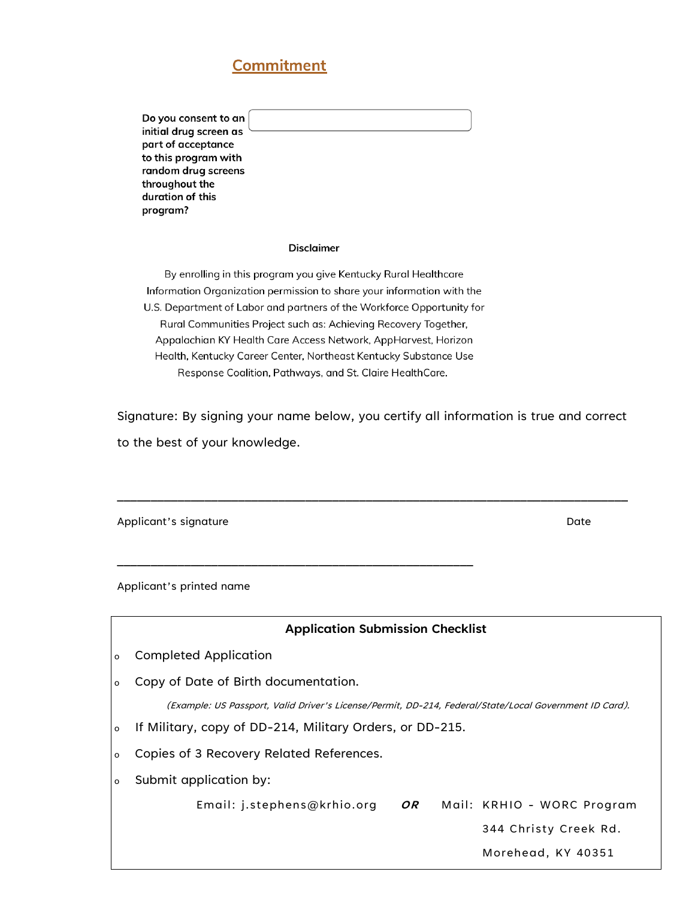## Commitment

**Do you consent to an initial drug screen as part of acceptance to this program with random drug screens throughout the duration of this program?**

**Disclaimer**

By enrolling in this program you give Kentucky Rural Healthcare Information Organization permission to share your information with the U.S. Department of Labor and partners of the Workforce Opportunity for Rural Communities Project such as: Achieving Recovery Together, Appalachian KY Health Care Access Network, AppHarvest, Horizon Health, Kentucky Career Center, Northeast Kentucky Substance Use Response Coalition, Pathways, and St. Claire HealthCare.

Signature: By signing your name below, you certify all information is true and correct to the best of your knowledge.

\_\_\_\_\_\_\_\_\_\_\_\_\_\_\_\_\_\_\_\_\_\_\_\_\_\_\_\_\_\_\_\_\_\_\_\_\_\_\_\_\_\_\_\_\_\_\_\_\_\_\_\_\_\_\_\_\_\_\_\_\_\_\_\_\_\_\_\_

Applicant's signature                                                                                      Date

\_\_\_\_\_\_\_\_\_\_\_\_\_\_\_\_\_\_\_\_\_\_\_\_\_\_\_\_\_\_\_\_\_\_\_\_\_\_\_\_\_\_\_\_\_\_\_\_

Applicant's printed name

**Application Submission Checklist**

- Completed Application
- Copy of Date of Birth documentation.
  *(Example: US Passport, Valid Driver's License/Permit, DD-214, Federal/State/Local Government ID Card).*
- If Military, copy of DD-214, Military Orders, or DD-215.
- Copies of 3 Recovery Related References.
- Submit application by:

Email: j.stephens@krhio.org ***OR*** Mail: KRHIO - WORC Program
344 Christy Creek Rd.
Morehead, KY 40351